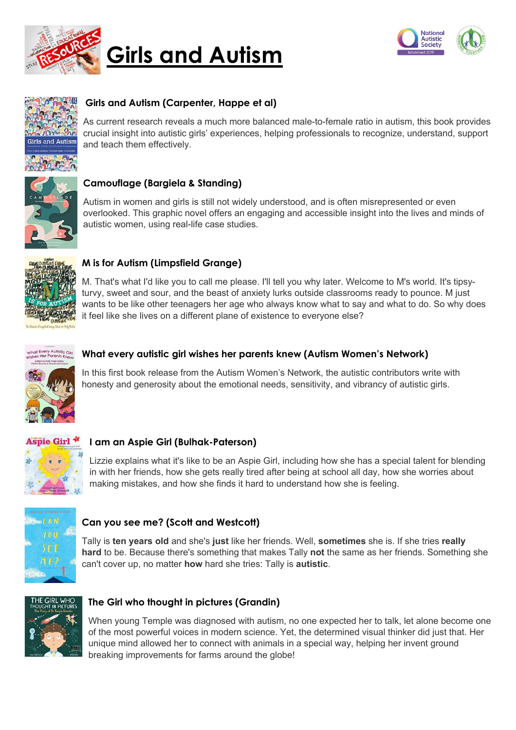# Girls and Autism

### Girls and Autism (Carpenter, Happe et al)

As current research reveals a much more balanced male-to-female ratio in autism, this book provides crucial insight into autistic girls' experiences, helping professionals to recognize, understand, support and teach them effectively.

### Camouflage (Bargiela & Standing)

Autism in women and girls is still not widely understood, and is often misrepresented or even overlooked. This graphic novel offers an engaging and accessible insight into the lives and minds of autistic women, using real-life case studies.

### M is for Autism (Limpsfield Grange)

M. That's what I'd like you to call me please. I'll tell you why later. Welcome to M's world. It's tipsy-turvy, sweet and sour, and the beast of anxiety lurks outside classrooms ready to pounce. M just wants to be like other teenagers her age who always know what to say and what to do. So why does it feel like she lives on a different plane of existence to everyone else?

### What every autistic girl wishes her parents knew (Autism Women's Network)

In this first book release from the Autism Women's Network, the autistic contributors write with honesty and generosity about the emotional needs, sensitivity, and vibrancy of autistic girls.

### I am an Aspie Girl (Bulhak-Paterson)

Lizzie explains what it's like to be an Aspie Girl, including how she has a special talent for blending in with her friends, how she gets really tired after being at school all day, how she worries about making mistakes, and how she finds it hard to understand how she is feeling.

### Can you see me? (Scott and Westcott)

Tally is **ten years old** and she's **just** like her friends. Well, **sometimes** she is. If she tries **really hard** to be. Because there's something that makes Tally **not** the same as her friends. Something she can't cover up, no matter **how** hard she tries: Tally is **autistic**.

### The Girl who thought in pictures (Grandin)

When young Temple was diagnosed with autism, no one expected her to talk, let alone become one of the most powerful voices in modern science. Yet, the determined visual thinker did just that. Her unique mind allowed her to connect with animals in a special way, helping her invent ground breaking improvements for farms around the globe!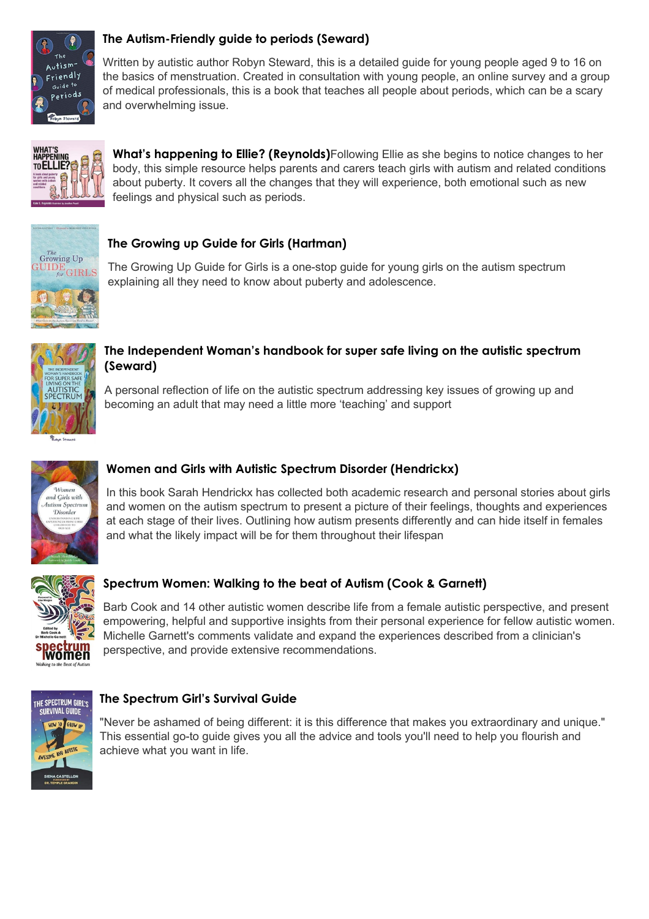### The Autism-Friendly guide to periods (Seward)

Written by autistic author Robyn Steward, this is a detailed guide for young people aged 9 to 16 on the basics of menstruation. Created in consultation with young people, an online survey and a group of medical professionals, this is a book that teaches all people about periods, which can be a scary and overwhelming issue.

**What's happening to Ellie? (Reynolds)** Following Ellie as she begins to notice changes to her body, this simple resource helps parents and carers teach girls with autism and related conditions about puberty. It covers all the changes that they will experience, both emotional such as new feelings and physical such as periods.

### The Growing up Guide for Girls (Hartman)

The Growing Up Guide for Girls is a one-stop guide for young girls on the autism spectrum explaining all they need to know about puberty and adolescence.

### The Independent Woman's handbook for super safe living on the autistic spectrum (Seward)

A personal reflection of life on the autistic spectrum addressing key issues of growing up and becoming an adult that may need a little more 'teaching' and support

### Women and Girls with Autistic Spectrum Disorder (Hendrickx)

In this book Sarah Hendrickx has collected both academic research and personal stories about girls and women on the autism spectrum to present a picture of their feelings, thoughts and experiences at each stage of their lives. Outlining how autism presents differently and can hide itself in females and what the likely impact will be for them throughout their lifespan

### Spectrum Women: Walking to the beat of Autism (Cook & Garnett)

Barb Cook and 14 other autistic women describe life from a female autistic perspective, and present empowering, helpful and supportive insights from their personal experience for fellow autistic women. Michelle Garnett's comments validate and expand the experiences described from a clinician's perspective, and provide extensive recommendations.

### The Spectrum Girl's Survival Guide

"Never be ashamed of being different: it is this difference that makes you extraordinary and unique." This essential go-to guide gives you all the advice and tools you'll need to help you flourish and achieve what you want in life.